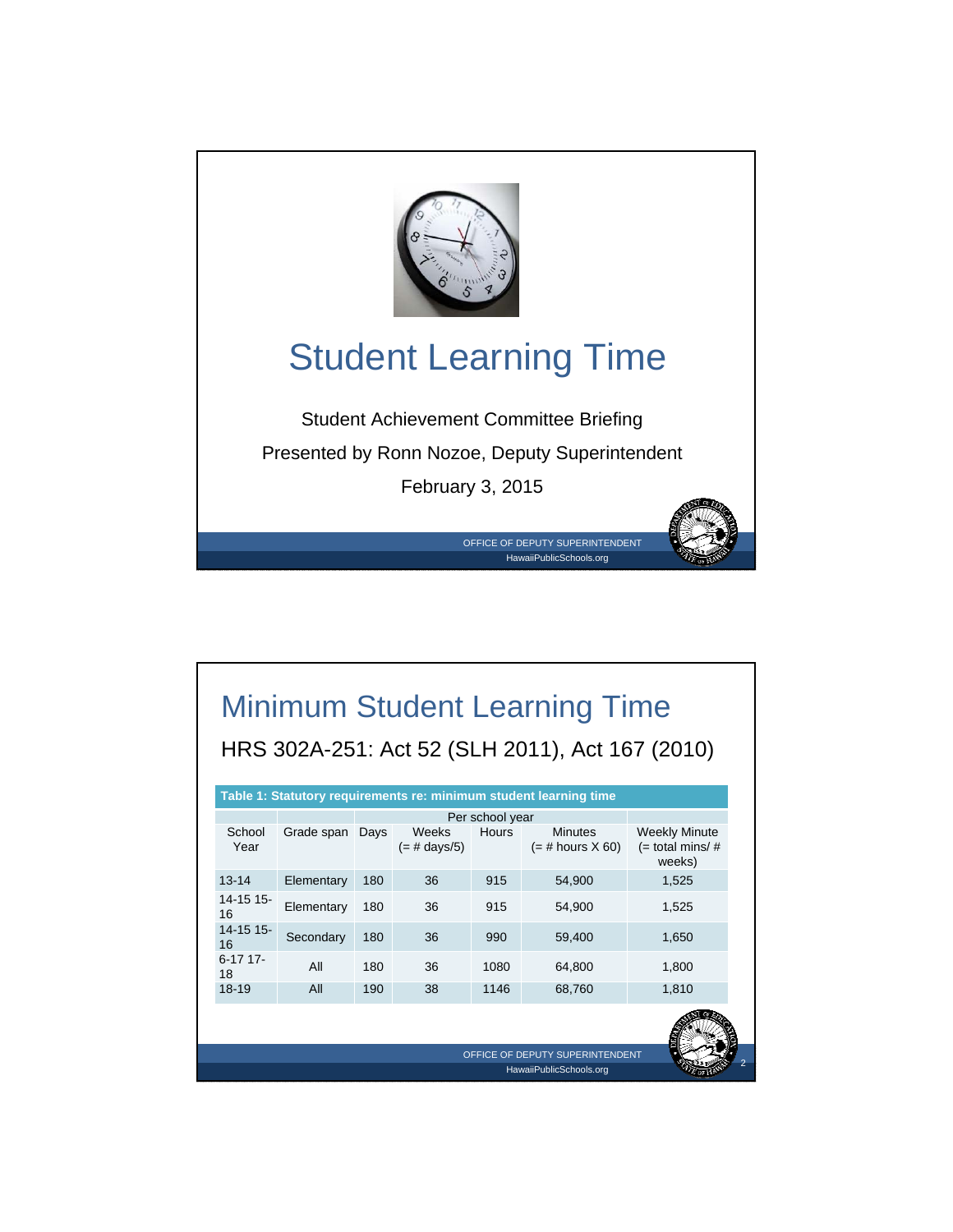# Student Learning Time

Student Achievement Committee Briefing

Presented by Ronn Nozoe, Deputy Superintendent

February 3, 2015

OFFICE OF DEPUTY SUPERINTENDENT
HawaiiPublicSchools.org

# Minimum Student Learning Time

## HRS 302A-251: Act 52 (SLH 2011), Act 167 (2010)

**Table 1: Statutory requirements re: minimum student learning time**

| | | Per school year | | | | |
|---|---|---|---|---|---|---|
| School Year | Grade span | Days | Weeks (= # days/5) | Hours | Minutes (= # hours X 60) | Weekly Minute (= total mins/ # weeks) |
| 13-14 | Elementary | 180 | 36 | 915 | 54,900 | 1,525 |
| 14-15 15-16 | Elementary | 180 | 36 | 915 | 54,900 | 1,525 |
| 14-15 15-16 | Secondary | 180 | 36 | 990 | 59,400 | 1,650 |
| 6-17 17-18 | All | 180 | 36 | 1080 | 64,800 | 1,800 |
| 18-19 | All | 190 | 38 | 1146 | 68,760 | 1,810 |

OFFICE OF DEPUTY SUPERINTENDENT
HawaiiPublicSchools.org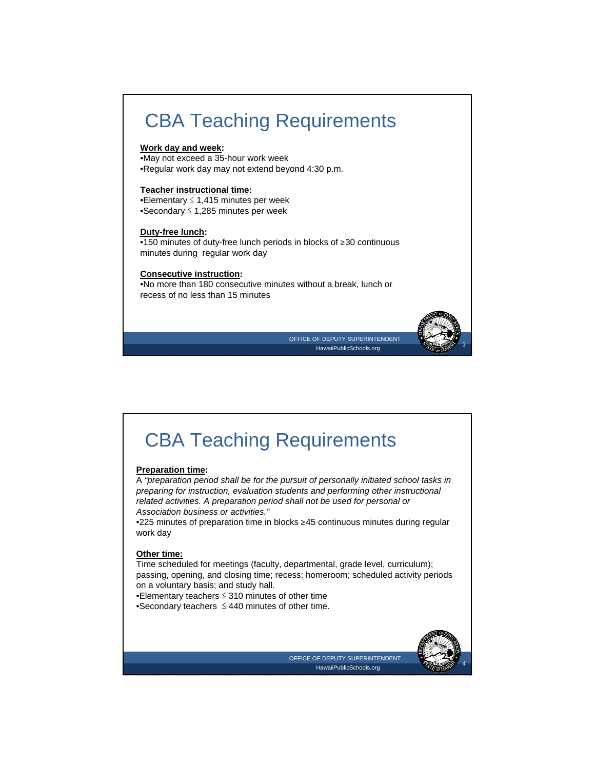# CBA Teaching Requirements

**Work day and week:**
- May not exceed a 35-hour work week
- Regular work day may not extend beyond 4:30 p.m.

**Teacher instructional time:**
- Elementary ≤ 1,415 minutes per week
- Secondary ≤ 1,285 minutes per week

**Duty-free lunch:**
- 150 minutes of duty-free lunch periods in blocks of ≥30 continuous minutes during regular work day

**Consecutive instruction:**
- No more than 180 consecutive minutes without a break, lunch or recess of no less than 15 minutes

OFFICE OF DEPUTY SUPERINTENDENT
HawaiiPublicSchools.org

# CBA Teaching Requirements

**Preparation time:**

A *"preparation period shall be for the pursuit of personally initiated school tasks in preparing for instruction, evaluation students and performing other instructional related activities. A preparation period shall not be used for personal or Association business or activities."*

- 225 minutes of preparation time in blocks ≥45 continuous minutes during regular work day

**Other time:**

Time scheduled for meetings (faculty, departmental, grade level, curriculum); passing, opening, and closing time; recess; homeroom; scheduled activity periods on a voluntary basis; and study hall.

- Elementary teachers ≤ 310 minutes of other time
- Secondary teachers ≤ 440 minutes of other time.

OFFICE OF DEPUTY SUPERINTENDENT
HawaiiPublicSchools.org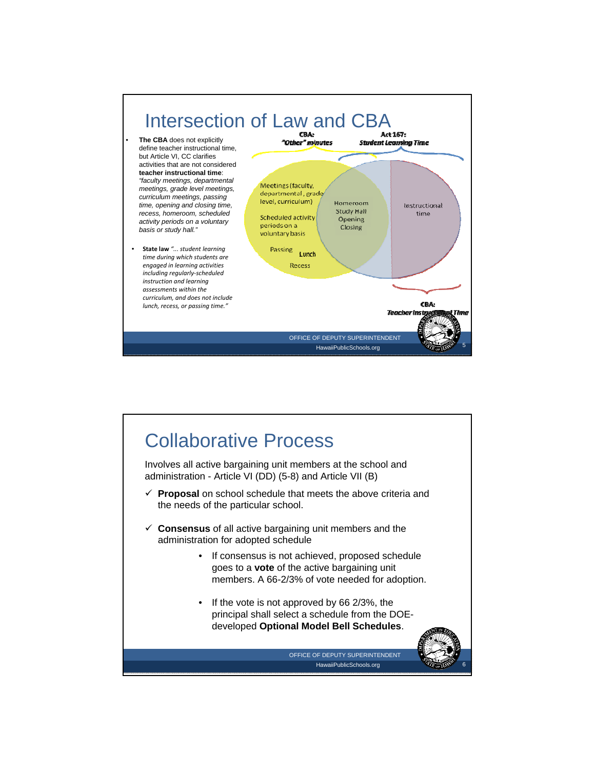# Intersection of Law and CBA

- **The CBA** does not explicitly define teacher instructional time, but Article VI, CC clarifies activities that are not considered **teacher instructional time**: *"faculty meetings, departmental meetings, grade level meetings, curriculum meetings, passing time, opening and closing time, recess, homeroom, scheduled activity periods on a voluntary basis or study hall."*

- **State law** *"... student learning time during which students are engaged in learning activities including regularly-scheduled instruction and learning assessments within the curriculum, and does not include lunch, recess, or passing time."*

CBA: *"Other" minutes*

Act 167: *Student Learning Time*

Meetings (faculty, departmental, grade level, curriculum)

Scheduled activity periods on a voluntary basis

Passing

Lunch

Recess

Homeroom
Study Hall
Opening
Closing

Instructional time

CBA: *Teacher Instructional Time*

# Collaborative Process

Involves all active bargaining unit members at the school and administration - Article VI (DD) (5-8) and Article VII (B)

- ✓ **Proposal** on school schedule that meets the above criteria and the needs of the particular school.
- ✓ **Consensus** of all active bargaining unit members and the administration for adopted schedule
  - If consensus is not achieved, proposed schedule goes to a **vote** of the active bargaining unit members. A 66-2/3% of vote needed for adoption.
  - If the vote is not approved by 66 2/3%, the principal shall select a schedule from the DOE-developed **Optional Model Bell Schedules**.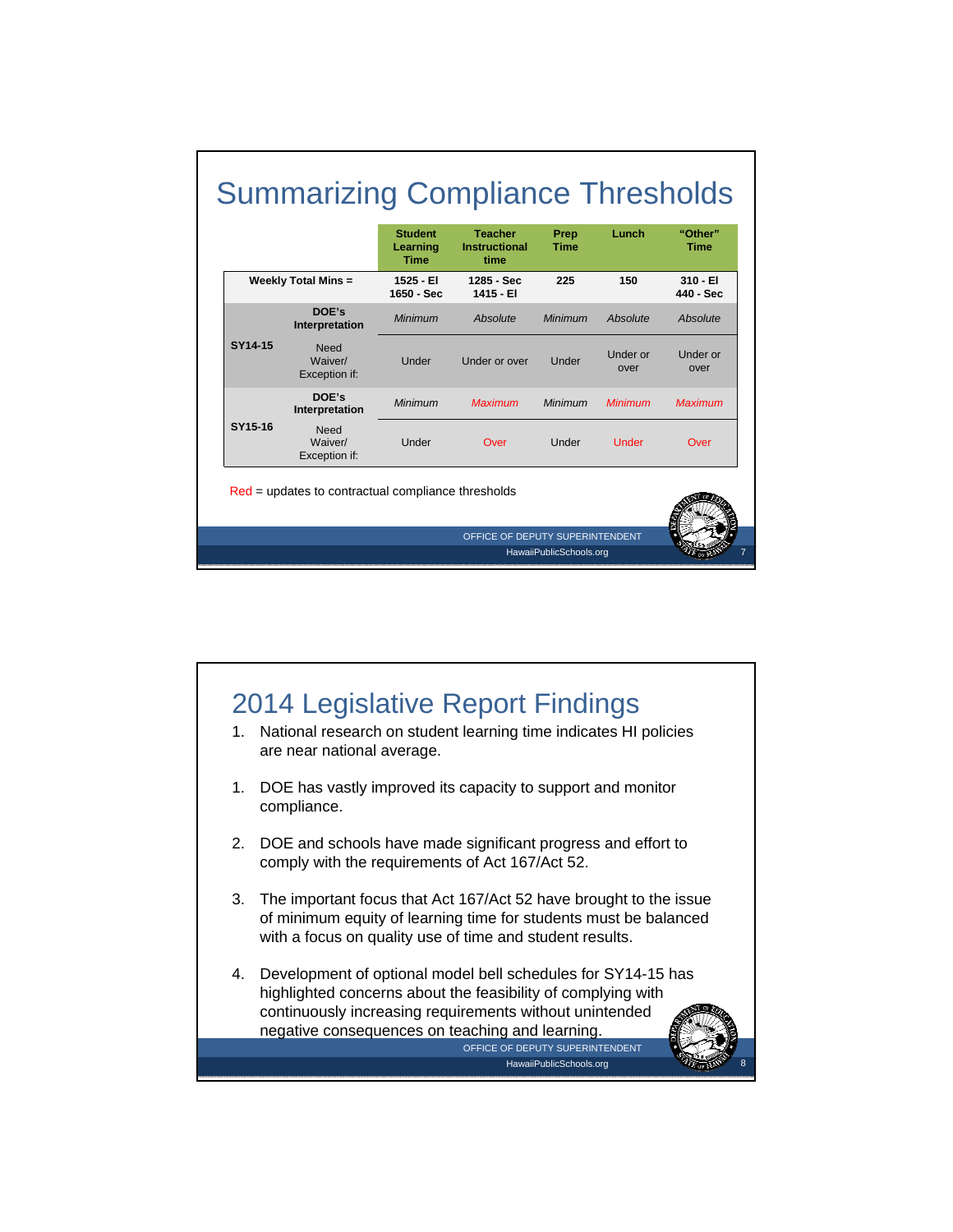# Summarizing Compliance Thresholds

| | | Student Learning Time | Teacher Instructional time | Prep Time | Lunch | "Other" Time |
|---|---|---|---|---|---|---|
| Weekly Total Mins = | | 1525 - El<br>1650 - Sec | 1285 - Sec<br>1415 - El | 225 | 150 | 310 - El<br>440 - Sec |
| SY14-15 | DOE's Interpretation | *Minimum* | *Absolute* | *Minimum* | *Absolute* | *Absolute* |
| | Need Waiver/ Exception if: | Under | Under or over | Under | Under or over | Under or over |
| SY15-16 | DOE's Interpretation | *Minimum* | *Maximum* | *Minimum* | *Minimum* | *Maximum* |
| | Need Waiver/ Exception if: | Under | Over | Under | Under | Over |

Red = updates to contractual compliance thresholds

# 2014 Legislative Report Findings

1. National research on student learning time indicates HI policies are near national average.

1. DOE has vastly improved its capacity to support and monitor compliance.

2. DOE and schools have made significant progress and effort to comply with the requirements of Act 167/Act 52.

3. The important focus that Act 167/Act 52 have brought to the issue of minimum equity of learning time for students must be balanced with a focus on quality use of time and student results.

4. Development of optional model bell schedules for SY14-15 has highlighted concerns about the feasibility of complying with continuously increasing requirements without unintended negative consequences on teaching and learning.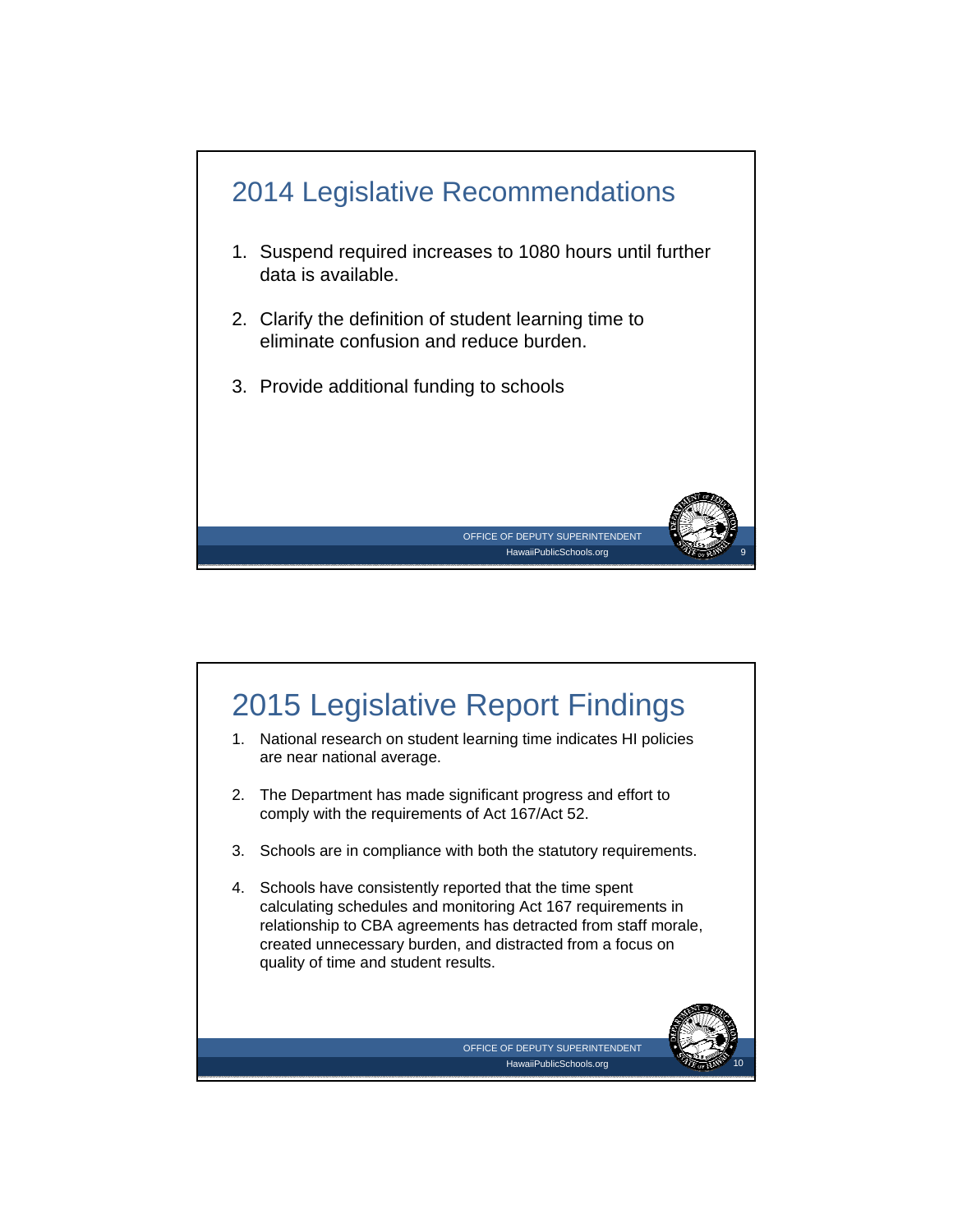## 2014 Legislative Recommendations

1. Suspend required increases to 1080 hours until further data is available.
2. Clarify the definition of student learning time to eliminate confusion and reduce burden.
3. Provide additional funding to schools

## 2015 Legislative Report Findings

1. National research on student learning time indicates HI policies are near national average.
2. The Department has made significant progress and effort to comply with the requirements of Act 167/Act 52.
3. Schools are in compliance with both the statutory requirements.
4. Schools have consistently reported that the time spent calculating schedules and monitoring Act 167 requirements in relationship to CBA agreements has detracted from staff morale, created unnecessary burden, and distracted from a focus on quality of time and student results.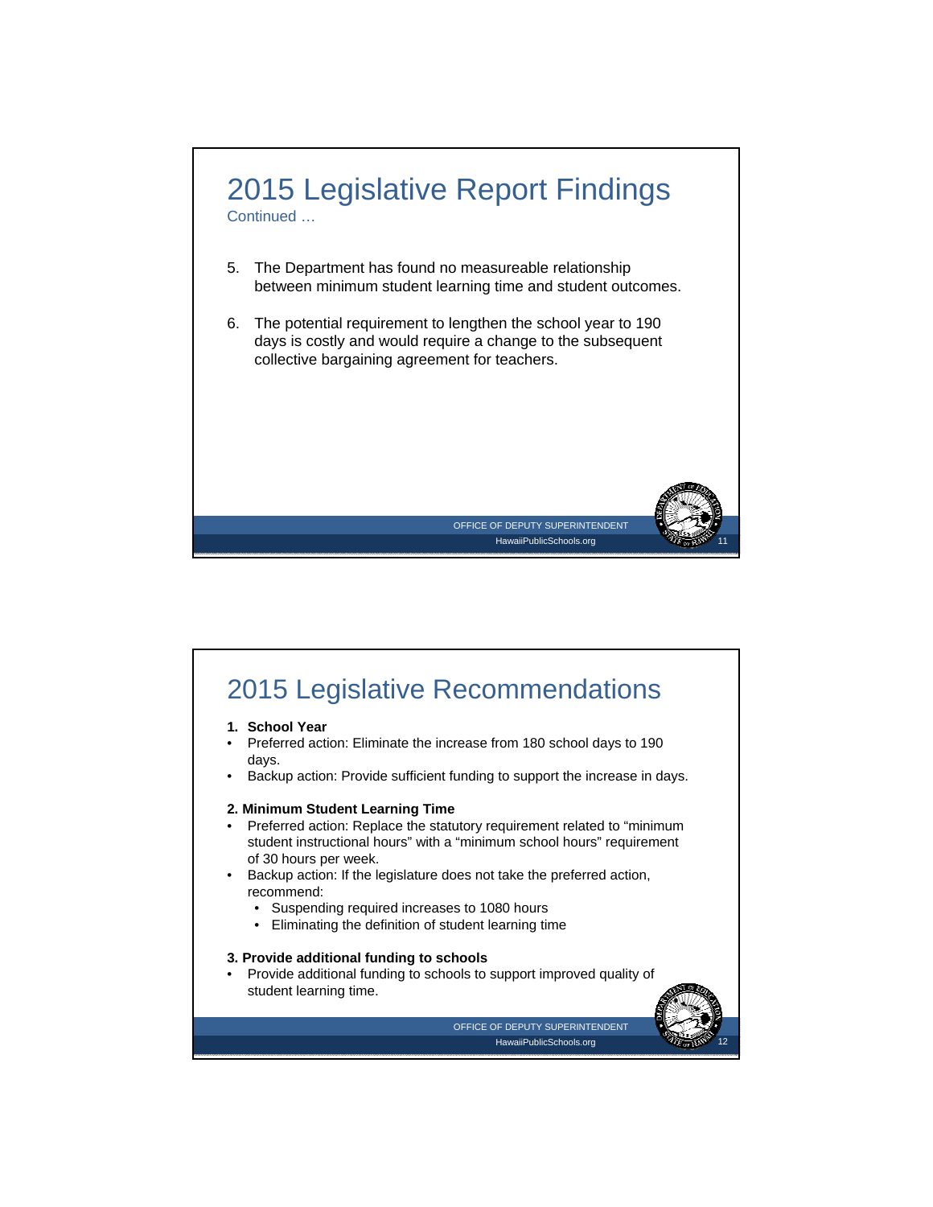## 2015 Legislative Report Findings

Continued …

5. The Department has found no measureable relationship between minimum student learning time and student outcomes.

6. The potential requirement to lengthen the school year to 190 days is costly and would require a change to the subsequent collective bargaining agreement for teachers.

## 2015 Legislative Recommendations

**1. School Year**

- Preferred action: Eliminate the increase from 180 school days to 190 days.
- Backup action: Provide sufficient funding to support the increase in days.

**2. Minimum Student Learning Time**

- Preferred action: Replace the statutory requirement related to "minimum student instructional hours" with a "minimum school hours" requirement of 30 hours per week.
- Backup action: If the legislature does not take the preferred action, recommend:
  - Suspending required increases to 1080 hours
  - Eliminating the definition of student learning time

**3. Provide additional funding to schools**

- Provide additional funding to schools to support improved quality of student learning time.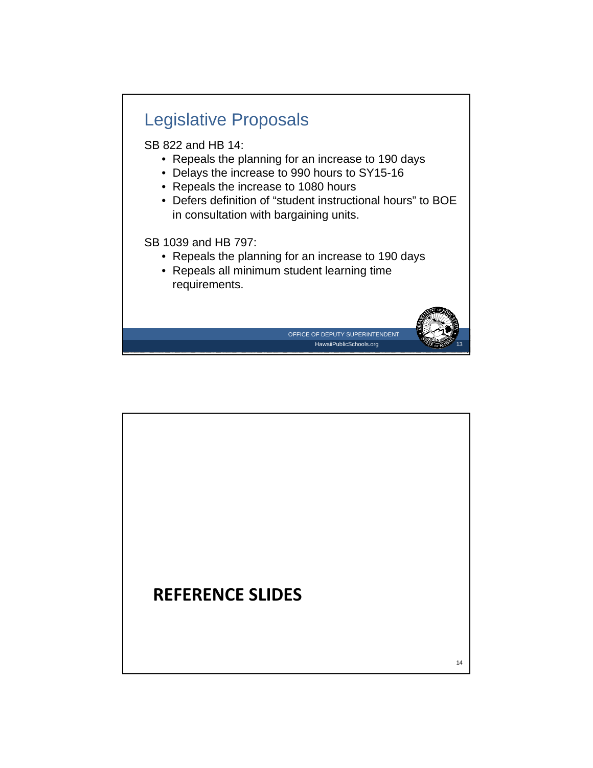## Legislative Proposals

SB 822 and HB 14:

- Repeals the planning for an increase to 190 days
- Delays the increase to 990 hours to SY15-16
- Repeals the increase to 1080 hours
- Defers definition of "student instructional hours" to BOE in consultation with bargaining units.

SB 1039 and HB 797:

- Repeals the planning for an increase to 190 days
- Repeals all minimum student learning time requirements.

OFFICE OF DEPUTY SUPERINTENDENT
HawaiiPublicSchools.org

## REFERENCE SLIDES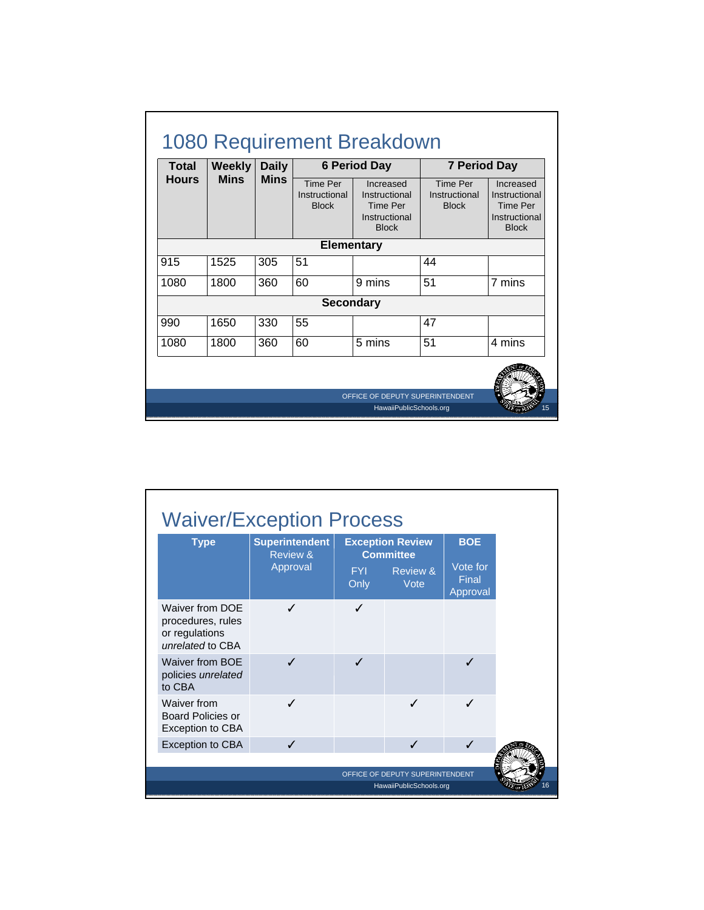## 1080 Requirement Breakdown

| Total Hours | Weekly Mins | Daily Mins | 6 Period Day | | 7 Period Day | |
|---|---|---|---|---|---|---|
| | | | Time Per Instructional Block | Increased Instructional Time Per Instructional Block | Time Per Instructional Block | Increased Instructional Time Per Instructional Block |
| **Elementary** | | | | | | |
| 915 | 1525 | 305 | 51 | | 44 | |
| 1080 | 1800 | 360 | 60 | 9 mins | 51 | 7 mins |
| **Secondary** | | | | | | |
| 990 | 1650 | 330 | 55 | | 47 | |
| 1080 | 1800 | 360 | 60 | 5 mins | 51 | 4 mins |

## Waiver/Exception Process

| Type | Superintendent Review & Approval | Exception Review Committee | | BOE |
|---|---|---|---|---|
| | | FYI Only | Review & Vote | Vote for Final Approval |
| Waiver from DOE procedures, rules or regulations *unrelated* to CBA | ✓ | ✓ | | |
| Waiver from BOE policies *unrelated* to CBA | ✓ | ✓ | | ✓ |
| Waiver from Board Policies or Exception to CBA | ✓ | | ✓ | ✓ |
| Exception to CBA | ✓ | | ✓ | ✓ |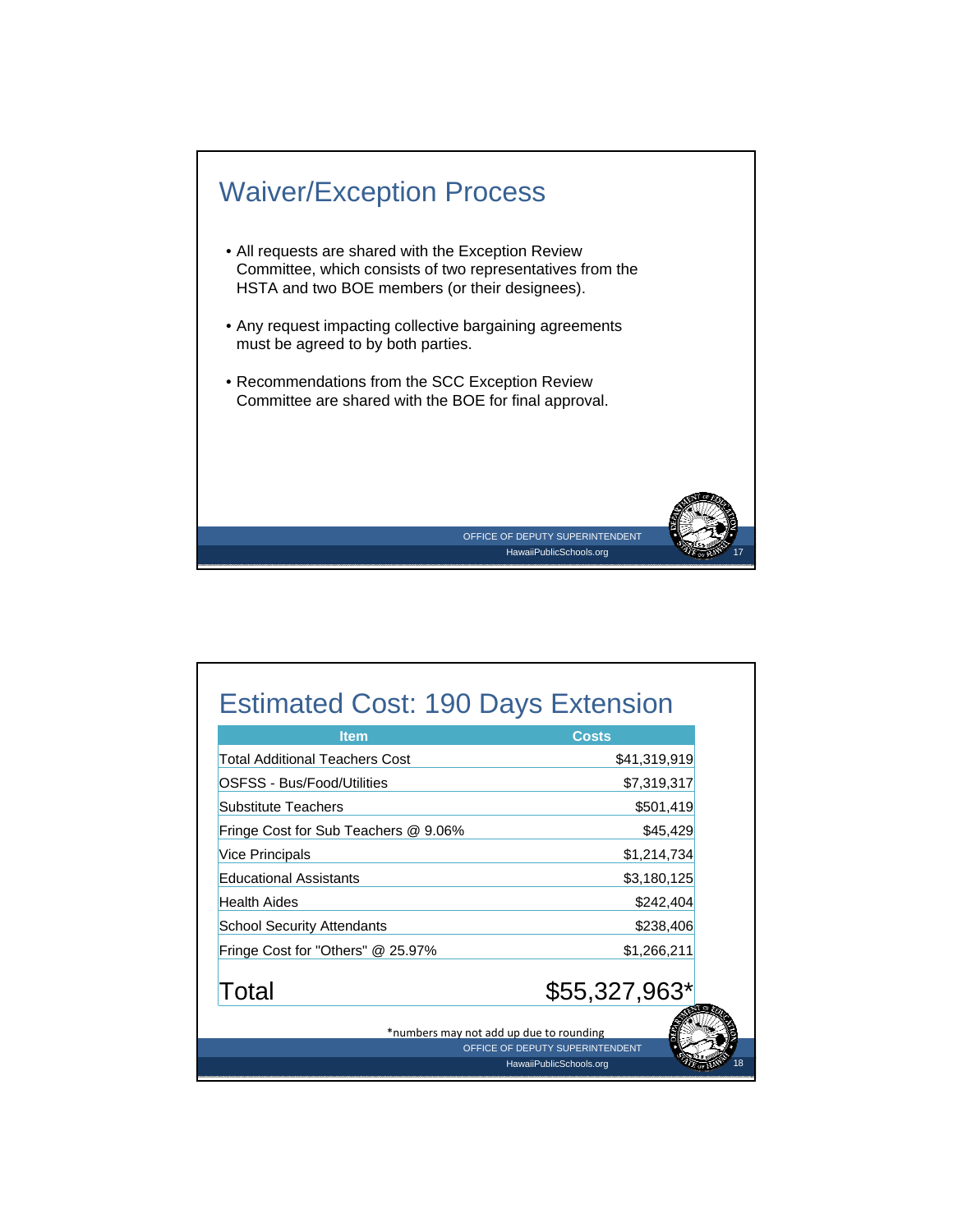## Waiver/Exception Process

- All requests are shared with the Exception Review Committee, which consists of two representatives from the HSTA and two BOE members (or their designees).
- Any request impacting collective bargaining agreements must be agreed to by both parties.
- Recommendations from the SCC Exception Review Committee are shared with the BOE for final approval.

## Estimated Cost: 190 Days Extension

| Item | Costs |
|---|---|
| Total Additional Teachers Cost | $41,319,919 |
| OSFSS - Bus/Food/Utilities | $7,319,317 |
| Substitute Teachers | $501,419 |
| Fringe Cost for Sub Teachers @ 9.06% | $45,429 |
| Vice Principals | $1,214,734 |
| Educational Assistants | $3,180,125 |
| Health Aides | $242,404 |
| School Security Attendants | $238,406 |
| Fringe Cost for "Others" @ 25.97% | $1,266,211 |
| **Total** | **$55,327,963*** |

*numbers may not add up due to rounding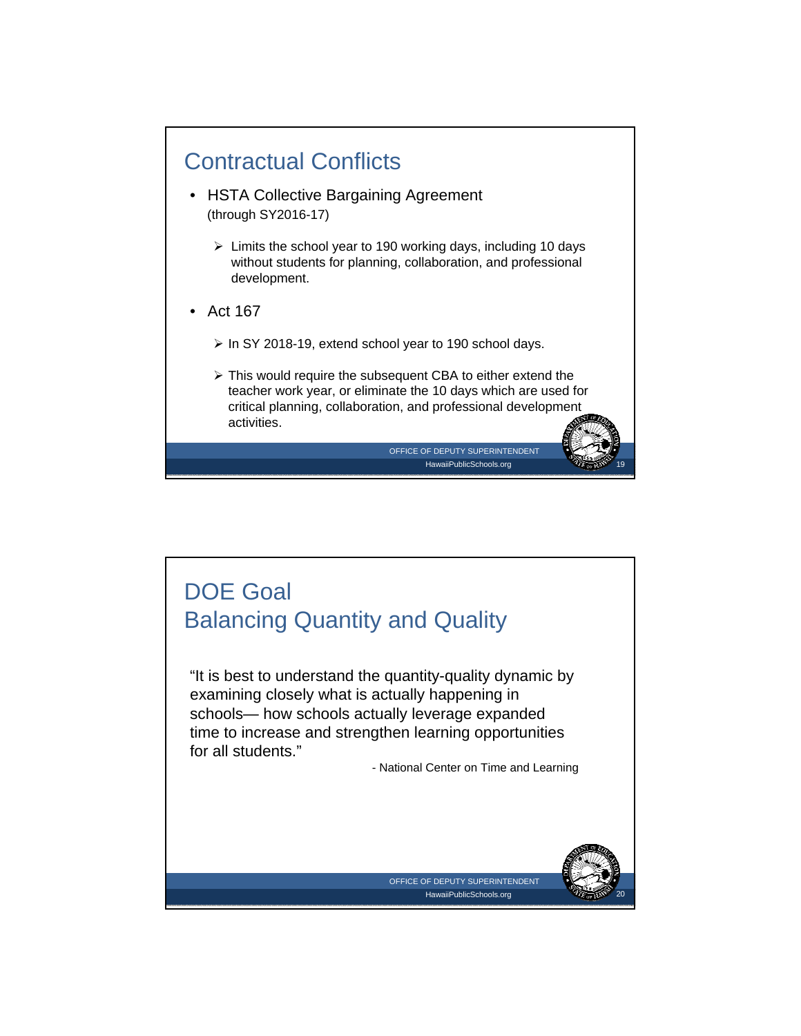## Contractual Conflicts

- HSTA Collective Bargaining Agreement
  (through SY2016-17)
  - ➢ Limits the school year to 190 working days, including 10 days without students for planning, collaboration, and professional development.
- Act 167
  - ➢ In SY 2018-19, extend school year to 190 school days.
  - ➢ This would require the subsequent CBA to either extend the teacher work year, or eliminate the 10 days which are used for critical planning, collaboration, and professional development activities.

OFFICE OF DEPUTY SUPERINTENDENT
HawaiiPublicSchools.org

## DOE Goal
## Balancing Quantity and Quality

"It is best to understand the quantity-quality dynamic by examining closely what is actually happening in schools— how schools actually leverage expanded time to increase and strengthen learning opportunities for all students."

- National Center on Time and Learning

OFFICE OF DEPUTY SUPERINTENDENT
HawaiiPublicSchools.org